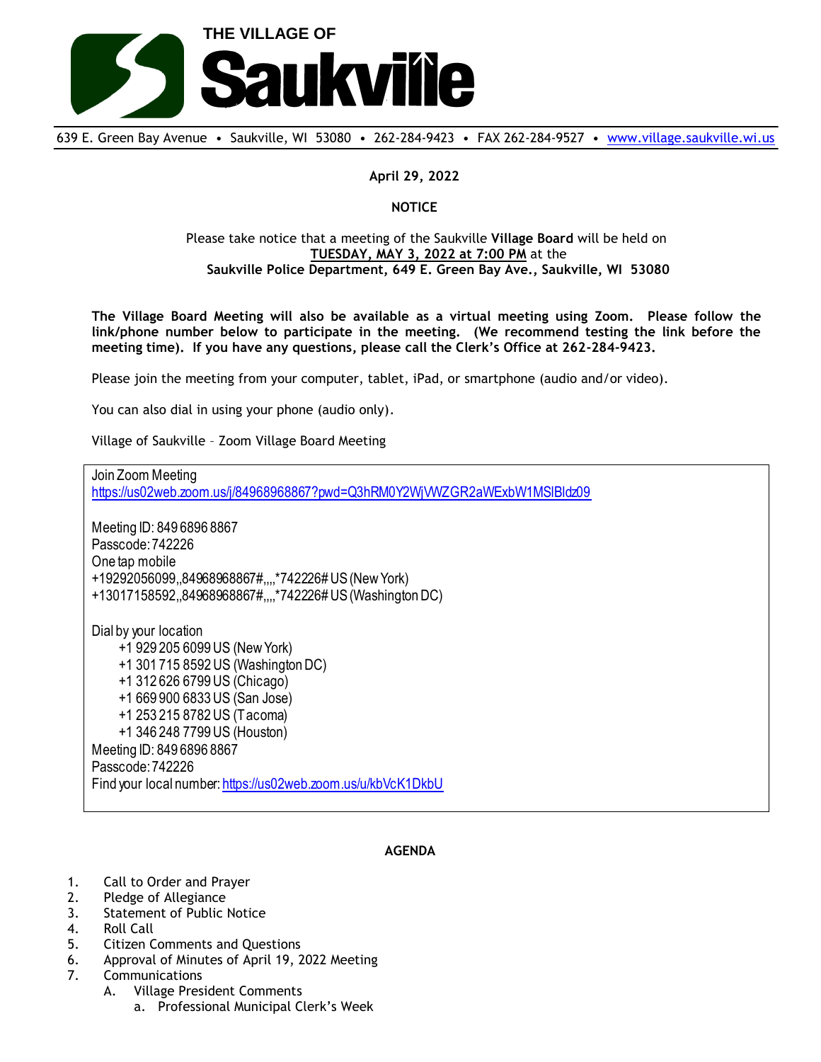# THE VILLAGE OF Saukville

639 E. Green Bay Avenue • Saukville, WI 53080 • 262-284-9423 • FAX 262-284-9527 • www.village.saukville.wi.us

**April 29, 2022**

**NOTICE**

Please take notice that a meeting of the Saukville **Village Board** will be held on
**TUESDAY, MAY 3, 2022 at 7:00 PM** at the
**Saukville Police Department, 649 E. Green Bay Ave., Saukville, WI 53080**

**The Village Board Meeting will also be available as a virtual meeting using Zoom. Please follow the link/phone number below to participate in the meeting. (We recommend testing the link before the meeting time). If you have any questions, please call the Clerk's Office at 262-284-9423.**

Please join the meeting from your computer, tablet, iPad, or smartphone (audio and/or video).

You can also dial in using your phone (audio only).

Village of Saukville – Zoom Village Board Meeting

Join Zoom Meeting
https://us02web.zoom.us/j/84968968867?pwd=Q3hRM0Y2WjVWZGR2aWExbW1MSlBldz09

Meeting ID: 849 6896 8867
Passcode: 742226
One tap mobile
+19292056099,,84968968867#,,,,*742226# US (New York)
+13017158592,,84968968867#,,,,*742226# US (Washington DC)

Dial by your location
- +1 929 205 6099 US (New York)
- +1 301 715 8592 US (Washington DC)
- +1 312 626 6799 US (Chicago)
- +1 669 900 6833 US (San Jose)
- +1 253 215 8782 US (Tacoma)
- +1 346 248 7799 US (Houston)

Meeting ID: 849 6896 8867
Passcode: 742226
Find your local number: https://us02web.zoom.us/u/kbVcK1DkbU

**AGENDA**

1. Call to Order and Prayer
2. Pledge of Allegiance
3. Statement of Public Notice
4. Roll Call
5. Citizen Comments and Questions
6. Approval of Minutes of April 19, 2022 Meeting
7. Communications
   - A. Village President Comments
     - a. Professional Municipal Clerk's Week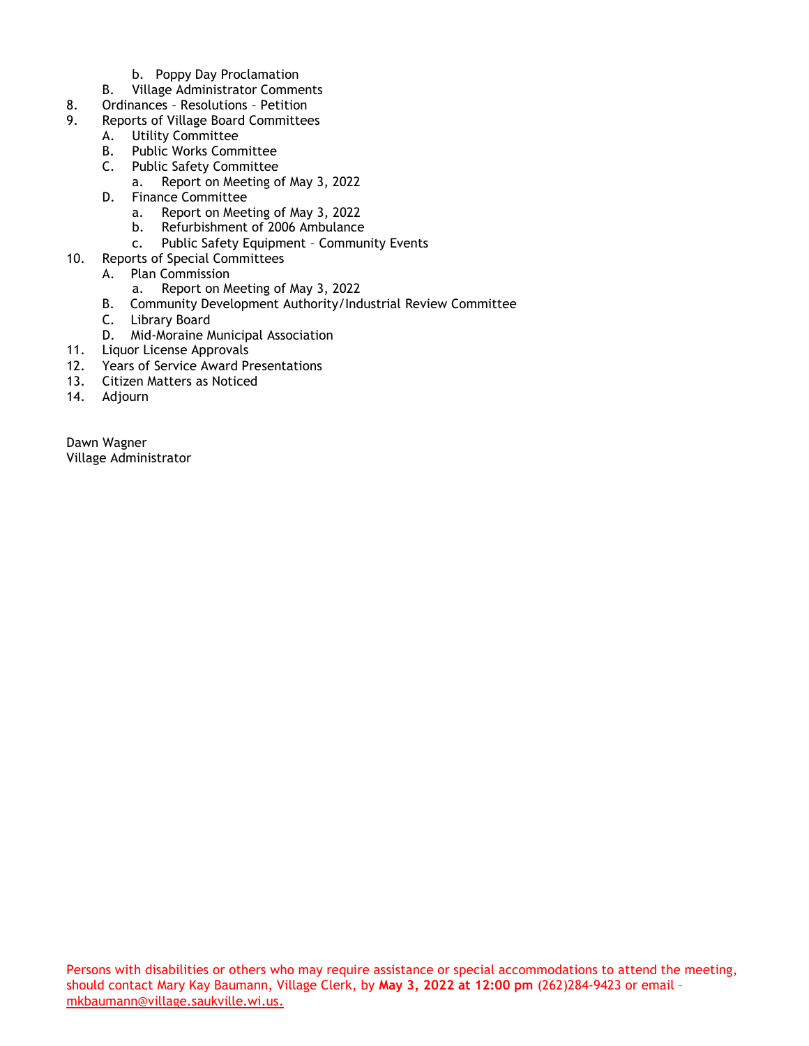b. Poppy Day Proclamation

B. Village Administrator Comments

8. Ordinances – Resolutions – Petition
9. Reports of Village Board Committees
   - A. Utility Committee
   - B. Public Works Committee
   - C. Public Safety Committee
     - a. Report on Meeting of May 3, 2022
   - D. Finance Committee
     - a. Report on Meeting of May 3, 2022
     - b. Refurbishment of 2006 Ambulance
     - c. Public Safety Equipment – Community Events
10. Reports of Special Committees
    - A. Plan Commission
      - a. Report on Meeting of May 3, 2022
    - B. Community Development Authority/Industrial Review Committee
    - C. Library Board
    - D. Mid-Moraine Municipal Association
11. Liquor License Approvals
12. Years of Service Award Presentations
13. Citizen Matters as Noticed
14. Adjourn

Dawn Wagner
Village Administrator

Persons with disabilities or others who may require assistance or special accommodations to attend the meeting, should contact Mary Kay Baumann, Village Clerk, by **May 3, 2022 at 12:00 pm** (262)284-9423 or email – mkbaumann@village.saukville.wi.us.